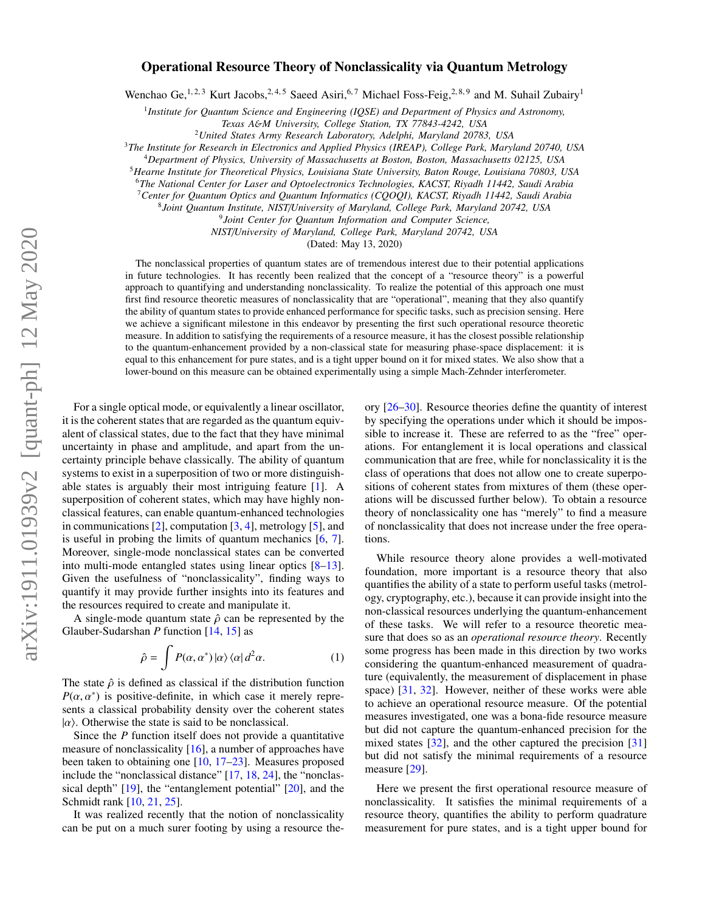# Operational Resource Theory of Nonclassicality via Quantum Metrology

Wenchao Ge,[1,2,3] Kurt Jacobs,[2,4,5] Saeed Asiri,[6,7] Michael Foss-Feig,[2,8,9] and M. Suhail Zubairy[1]

[1] *Institute for Quantum Science and Engineering (IQSE) and Department of Physics and Astronomy, Texas A&M University, College Station, TX 77843-4242, USA*
[2] *United States Army Research Laboratory, Adelphi, Maryland 20783, USA*
[3] *The Institute for Research in Electronics and Applied Physics (IREAP), College Park, Maryland 20740, USA*
[4] *Department of Physics, University of Massachusetts at Boston, Boston, Massachusetts 02125, USA*
[5] *Hearne Institute for Theoretical Physics, Louisiana State University, Baton Rouge, Louisiana 70803, USA*
[6] *The National Center for Laser and Optoelectronics Technologies, KACST, Riyadh 11442, Saudi Arabia*
[7] *Center for Quantum Optics and Quantum Informatics (CQOQI), KACST, Riyadh 11442, Saudi Arabia*
[8] *Joint Quantum Institute, NIST/University of Maryland, College Park, Maryland 20742, USA*
[9] *Joint Center for Quantum Information and Computer Science, NIST/University of Maryland, College Park, Maryland 20742, USA*

(Dated: May 13, 2020)

The nonclassical properties of quantum states are of tremendous interest due to their potential applications in future technologies. It has recently been realized that the concept of a "resource theory" is a powerful approach to quantifying and understanding nonclassicality. To realize the potential of this approach one must first find resource theoretic measures of nonclassicality that are "operational", meaning that they also quantify the ability of quantum states to provide enhanced performance for specific tasks, such as precision sensing. Here we achieve a significant milestone in this endeavor by presenting the first such operational resource theoretic measure. In addition to satisfying the requirements of a resource measure, it has the closest possible relationship to the quantum-enhancement provided by a non-classical state for measuring phase-space displacement: it is equal to this enhancement for pure states, and is a tight upper bound on it for mixed states. We also show that a lower-bound on this measure can be obtained experimentally using a simple Mach-Zehnder interferometer.

For a single optical mode, or equivalently a linear oscillator, it is the coherent states that are regarded as the quantum equivalent of classical states, due to the fact that they have minimal uncertainty in phase and amplitude, and apart from the uncertainty principle behave classically. The ability of quantum systems to exist in a superposition of two or more distinguishable states is arguably their most intriguing feature [1]. A superposition of coherent states, which may have highly nonclassical features, can enable quantum-enhanced technologies in communications [2], computation [3, 4], metrology [5], and is useful in probing the limits of quantum mechanics [6, 7]. Moreover, single-mode nonclassical states can be converted into multi-mode entangled states using linear optics [8–13]. Given the usefulness of "nonclassicality", finding ways to quantify it may provide further insights into its features and the resources required to create and manipulate it.

A single-mode quantum state $\hat{\rho}$ can be represented by the Glauber-Sudarshan $P$ function [14, 15] as

$$\hat{\rho} = \int P(\alpha, \alpha^*) \left|\alpha\right\rangle \left\langle\alpha\right| d^2\alpha. \tag{1}$$

The state $\hat{\rho}$ is defined as classical if the distribution function $P(\alpha, \alpha^*)$ is positive-definite, in which case it merely represents a classical probability density over the coherent states $|\alpha\rangle$. Otherwise the state is said to be nonclassical.

Since the $P$ function itself does not provide a quantitative measure of nonclassicality [16], a number of approaches have been taken to obtaining one [10, 17–23]. Measures proposed include the "nonclassical distance" [17, 18, 24], the "nonclassical depth" [19], the "entanglement potential" [20], and the Schmidt rank [10, 21, 25].

It was realized recently that the notion of nonclassicality can be put on a much surer footing by using a resource theory [26–30]. Resource theories define the quantity of interest by specifying the operations under which it should be impossible to increase it. These are referred to as the "free" operations. For entanglement it is local operations and classical communication that are free, while for nonclassicality it is the class of operations that does not allow one to create superpositions of coherent states from mixtures of them (these operations will be discussed further below). To obtain a resource theory of nonclassicality one has "merely" to find a measure of nonclassicality that does not increase under the free operations.

While resource theory alone provides a well-motivated foundation, more important is a resource theory that also quantifies the ability of a state to perform useful tasks (metrology, cryptography, etc.), because it can provide insight into the non-classical resources underlying the quantum-enhancement of these tasks. We will refer to a resource theoretic measure that does so as an *operational resource theory*. Recently some progress has been made in this direction by two works considering the quantum-enhanced measurement of quadrature (equivalently, the measurement of displacement in phase space) [31, 32]. However, neither of these works were able to achieve an operational resource measure. Of the potential measures investigated, one was a bona-fide resource measure but did not capture the quantum-enhanced precision for the mixed states [32], and the other captured the precision [31] but did not satisfy the minimal requirements of a resource measure [29].

Here we present the first operational resource measure of nonclassicality. It satisfies the minimal requirements of a resource theory, quantifies the ability to perform quadrature measurement for pure states, and is a tight upper bound for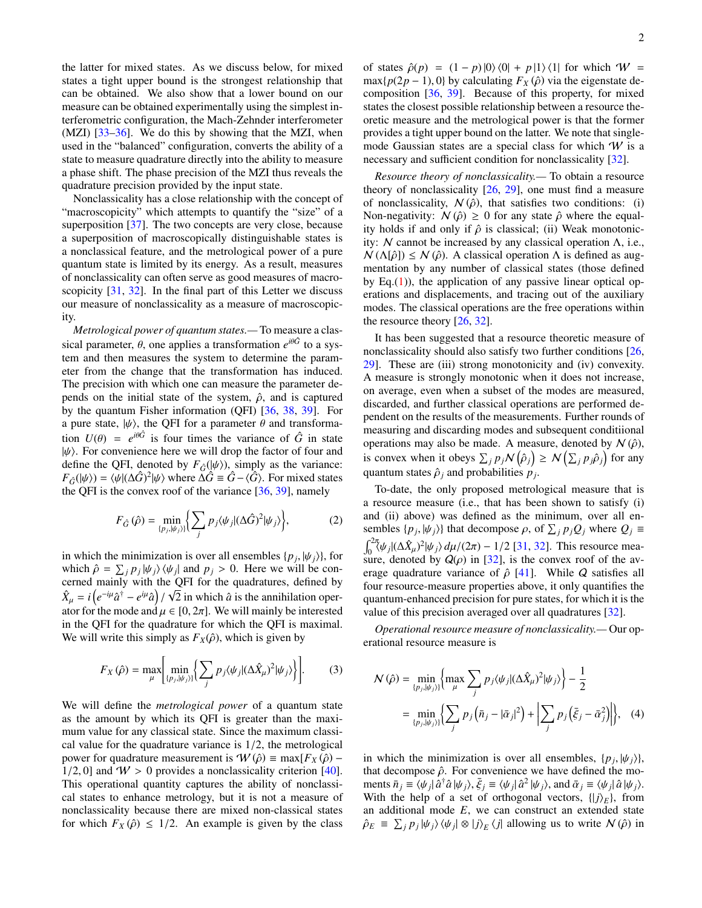the latter for mixed states. As we discuss below, for mixed states a tight upper bound is the strongest relationship that can be obtained. We also show that a lower bound on our measure can be obtained experimentally using the simplest interferometric configuration, the Mach-Zehnder interferometer (MZI) [33–36]. We do this by showing that the MZI, when used in the "balanced" configuration, converts the ability of a state to measure quadrature directly into the ability to measure a phase shift. The phase precision of the MZI thus reveals the quadrature precision provided by the input state.

Nonclassicality has a close relationship with the concept of "macroscopicity" which attempts to quantify the "size" of a superposition [37]. The two concepts are very close, because a superposition of macroscopically distinguishable states is a nonclassical feature, and the metrological power of a pure quantum state is limited by its energy. As a result, measures of nonclassicality can often serve as good measures of macroscopicity [31, 32]. In the final part of this Letter we discuss our measure of nonclassicality as a measure of macroscopicity.

*Metrological power of quantum states.*— To measure a classical parameter, $\theta$, one applies a transformation $e^{i\theta\hat{G}}$ to a system and then measures the system to determine the parameter from the change that the transformation has induced. The precision with which one can measure the parameter depends on the initial state of the system, $\hat{\rho}$, and is captured by the quantum Fisher information (QFI) [36, 38, 39]. For a pure state, $|\psi\rangle$, the QFI for a parameter $\theta$ and transformation $U(\theta) = e^{i\theta\hat{G}}$ is four times the variance of $\hat{G}$ in state $|\psi\rangle$. For convenience here we will drop the factor of four and define the QFI, denoted by $F_{\hat{G}}(|\psi\rangle)$, simply as the variance: $F_{\hat{G}}(|\psi\rangle) = \langle\psi|(\Delta\hat{G})^2|\psi\rangle$ where $\Delta\hat{G} \equiv \hat{G} - \langle\hat{G}\rangle$. For mixed states the QFI is the convex roof of the variance [36, 39], namely

$$F_{\hat{G}}(\hat{\rho}) = \min_{\{p_j,|\psi_j\rangle\}} \Big\{ \sum_j p_j \langle\psi_j|(\Delta\hat{G})^2|\psi_j\rangle \Big\}, \tag{2}$$

in which the minimization is over all ensembles $\{p_j, |\psi_j\rangle\}$, for which $\hat{\rho} = \sum_j p_j |\psi_j\rangle\langle\psi_j|$ and $p_j > 0$. Here we will be concerned mainly with the QFI for the quadratures, defined by $\hat{X}_\mu = i\left(e^{-i\mu}\hat{a}^\dagger - e^{i\mu}\hat{a}\right)/\sqrt{2}$ in which $\hat{a}$ is the annihilation operator for the mode and $\mu \in [0, 2\pi]$. We will mainly be interested in the QFI for the quadrature for which the QFI is maximal. We will write this simply as $F_X(\hat{\rho})$, which is given by

$$F_X(\hat{\rho}) = \max_\mu \Bigg[ \min_{\{p_j,|\psi_j\rangle\}} \Big\{ \sum_j p_j \langle\psi_j|(\Delta\hat{X}_\mu)^2|\psi_j\rangle \Big\} \Bigg]. \tag{3}$$

We will define the *metrological power* of a quantum state as the amount by which its QFI is greater than the maximum value for any classical state. Since the maximum classical value for the quadrature variance is 1/2, the metrological power for quadrature measurement is $\mathcal{W}(\hat{\rho}) \equiv \max[F_X(\hat{\rho}) - 1/2, 0]$ and $\mathcal{W} > 0$ provides a nonclassicality criterion [40]. This operational quantity captures the ability of nonclassical states to enhance metrology, but it is not a measure of nonclassicality because there are mixed non-classical states for which $F_X(\hat{\rho}) \leq 1/2$. An example is given by the class of states $\hat{\rho}(p) = (1-p)|0\rangle\langle 0| + p|1\rangle\langle 1|$ for which $\mathcal{W} = \max\{p(2p-1), 0\}$ by calculating $F_X(\hat{\rho})$ via the eigenstate decomposition [36, 39]. Because of this property, for mixed states the closest possible relationship between a resource theoretic measure and the metrological power is that the former provides a tight upper bound on the latter. We note that single-mode Gaussian states are a special class for which $\mathcal{W}$ is a necessary and sufficient condition for nonclassicality [32].

*Resource theory of nonclassicality.*— To obtain a resource theory of nonclassicality [26, 29], one must find a measure of nonclassicality, $\mathcal{N}(\hat{\rho})$, that satisfies two conditions: (i) Non-negativity: $\mathcal{N}(\hat{\rho}) \geq 0$ for any state $\hat{\rho}$ where the equality holds if and only if $\hat{\rho}$ is classical; (ii) Weak monotonicity: $\mathcal{N}$ cannot be increased by any classical operation $\Lambda$, i.e., $\mathcal{N}(\Lambda[\hat{\rho}]) \leq \mathcal{N}(\hat{\rho})$. A classical operation $\Lambda$ is defined as augmentation by any number of classical states (those defined by Eq.(1)), the application of any passive linear optical operations and displacements, and tracing out of the auxiliary modes. The classical operations are the free operations within the resource theory [26, 32].

It has been suggested that a resource theoretic measure of nonclassicality should also satisfy two further conditions [26, 29]. These are (iii) strong monotonicity and (iv) convexity. A measure is strongly monotonic when it does not increase, on average, even when a subset of the modes are measured, discarded, and further classical operations are performed dependent on the results of the measurements. Further rounds of measuring and discarding modes and subsequent conditiional operations may also be made. A measure, denoted by $\mathcal{N}(\hat{\rho})$, is convex when it obeys $\sum_j p_j \mathcal{N}\left(\hat{\rho}_j\right) \geq \mathcal{N}\left(\sum_j p_j \hat{\rho}_j\right)$ for any quantum states $\hat{\rho}_j$ and probabilities $p_j$.

To-date, the only proposed metrological measure that is a resource measure (i.e., that has been shown to satisfy (i) and (ii) above) was defined as the minimum, over all ensembles $\{p_j, |\psi_j\rangle\}$ that decompose $\rho$, of $\sum_j p_j Q_j$ where $Q_j \equiv \int_0^{2\pi} \langle\psi_j|(\Delta\hat{X}_\mu)^2|\psi_j\rangle\, d\mu/(2\pi) - 1/2$ [31, 32]. This resource measure, denoted by $Q(\rho)$ in [32], is the convex roof of the average quadrature variance of $\hat{\rho}$ [41]. While $Q$ satisfies all four resource-measure properties above, it only quantifies the quantum-enhanced precision for pure states, for which it is the value of this precision averaged over all quadratures [32].

*Operational resource measure of nonclassicality.*— Our operational resource measure is

$$\begin{aligned}\mathcal{N}(\hat{\rho}) &= \min_{\{p_j,|\psi_j\rangle\}} \Big\{ \max_\mu \sum_j p_j \langle\psi_j|(\Delta\hat{X}_\mu)^2|\psi_j\rangle \Big\} - \frac{1}{2} \\ &= \min_{\{p_j,|\psi_j\rangle\}} \Big\{ \sum_j p_j \left(\bar{n}_j - |\bar{\alpha}_j|^2\right) + \Big| \sum_j p_j \left(\bar{\xi}_j - \bar{\alpha}_j^2\right) \Big| \Big\}, \end{aligned} \tag{4}$$

in which the minimization is over all ensembles, $\{p_j, |\psi_j\rangle\}$, that decompose $\hat{\rho}$. For convenience we have defined the moments $\bar{n}_j \equiv \langle\psi_j|\hat{a}^\dagger\hat{a}|\psi_j\rangle$, $\bar{\xi}_j \equiv \langle\psi_j|\hat{a}^2|\psi_j\rangle$, and $\bar{\alpha}_j \equiv \langle\psi_j|\hat{a}|\psi_j\rangle$. With the help of a set of orthogonal vectors, $\{|j\rangle_E\}$, from an additional mode $E$, we can construct an extended state $\hat{\rho}_E \equiv \sum_j p_j |\psi_j\rangle\langle\psi_j| \otimes |j\rangle_E\langle j|$ allowing us to write $\mathcal{N}(\hat{\rho})$ in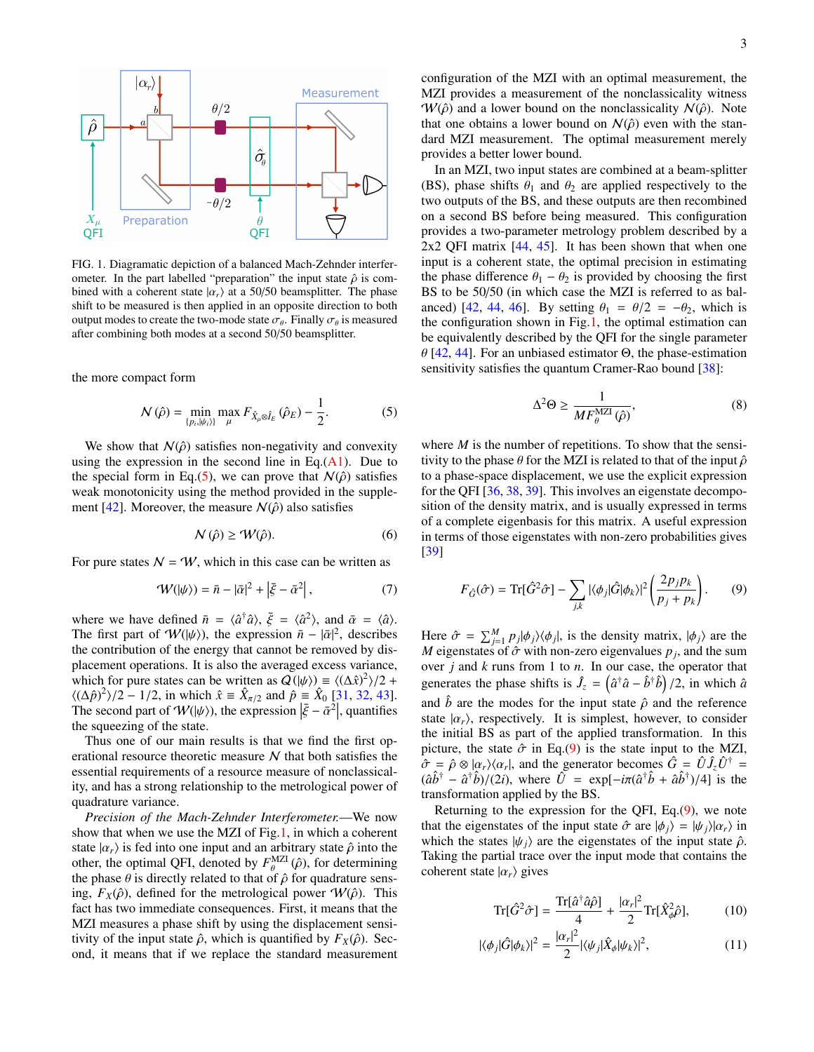FIG. 1. Diagramatic depiction of a balanced Mach-Zehnder interferometer. In the part labelled "preparation" the input state $\hat{\rho}$ is combined with a coherent state $|\alpha_r\rangle$ at a 50/50 beamsplitter. The phase shift to be measured is then applied in an opposite direction to both output modes to create the two-mode state $\sigma_\theta$. Finally $\sigma_\theta$ is measured after combining both modes at a second 50/50 beamsplitter.

the more compact form

$$\mathcal{N}(\hat{\rho}) = \min_{\{p_i, |\psi_i\rangle\}} \max_{\mu} F_{\hat{X}_\mu \otimes \hat{I}_E}(\hat{\rho}_E) - \frac{1}{2}. \tag{5}$$

We show that $\mathcal{N}(\hat{\rho})$ satisfies non-negativity and convexity using the expression in the second line in Eq.(A1). Due to the special form in Eq.(5), we can prove that $\mathcal{N}(\hat{\rho})$ satisfies weak monotonicity using the method provided in the supplement [42]. Moreover, the measure $\mathcal{N}(\hat{\rho})$ also satisfies

$$\mathcal{N}(\hat{\rho}) \geq \mathcal{W}(\hat{\rho}). \tag{6}$$

For pure states $\mathcal{N} = \mathcal{W}$, which in this case can be written as

$$\mathcal{W}(|\psi\rangle) = \bar{n} - |\bar{\alpha}|^2 + \left|\bar{\xi} - \bar{\alpha}^2\right|, \tag{7}$$

where we have defined $\bar{n} = \langle \hat{a}^\dagger \hat{a} \rangle$, $\bar{\xi} = \langle \hat{a}^2 \rangle$, and $\bar{\alpha} = \langle \hat{a} \rangle$. The first part of $\mathcal{W}(|\psi\rangle)$, the expression $\bar{n} - |\bar{\alpha}|^2$, describes the contribution of the energy that cannot be removed by displacement operations. It is also the averaged excess variance, which for pure states can be written as $Q(|\psi\rangle) \equiv \langle(\Delta\hat{x})^2\rangle/2 + \langle(\Delta\hat{p})^2\rangle/2 - 1/2$, in which $\hat{x} \equiv \hat{X}_{\pi/2}$ and $\hat{p} \equiv \hat{X}_0$ [31, 32, 43]. The second part of $\mathcal{W}(|\psi\rangle)$, the expression $\left|\bar{\xi} - \bar{\alpha}^2\right|$, quantifies the squeezing of the state.

Thus one of our main results is that we find the first operational resource theoretic measure $\mathcal{N}$ that both satisfies the essential requirements of a resource measure of nonclassicality, and has a strong relationship to the metrological power of quadrature variance.

*Precision of the Mach-Zehnder Interferometer.*—We now show that when we use the MZI of Fig.1, in which a coherent state $|\alpha_r\rangle$ is fed into one input and an arbitrary state $\hat{\rho}$ into the other, the optimal QFI, denoted by $F_\theta^{\text{MZI}}(\hat{\rho})$, for determining the phase $\theta$ is directly related to that of $\hat{\rho}$ for quadrature sensing, $F_X(\hat{\rho})$, defined for the metrological power $\mathcal{W}(\hat{\rho})$. This fact has two immediate consequences. First, it means that the MZI measures a phase shift by using the displacement sensitivity of the input state $\hat{\rho}$, which is quantified by $F_X(\hat{\rho})$. Second, it means that if we replace the standard measurement configuration of the MZI with an optimal measurement, the MZI provides a measurement of the nonclassicality witness $\mathcal{W}(\hat{\rho})$ and a lower bound on the nonclassicality $\mathcal{N}(\hat{\rho})$. Note that one obtains a lower bound on $\mathcal{N}(\hat{\rho})$ even with the standard MZI measurement. The optimal measurement merely provides a better lower bound.

In an MZI, two input states are combined at a beam-splitter (BS), phase shifts $\theta_1$ and $\theta_2$ are applied respectively to the two outputs of the BS, and these outputs are then recombined on a second BS before being measured. This configuration provides a two-parameter metrology problem described by a 2x2 QFI matrix [44, 45]. It has been shown that when one input is a coherent state, the optimal precision in estimating the phase difference $\theta_1 - \theta_2$ is provided by choosing the first BS to be 50/50 (in which case the MZI is referred to as balanced) [42, 44, 46]. By setting $\theta_1 = \theta/2 = -\theta_2$, which is the configuration shown in Fig.1, the optimal estimation can be equivalently described by the QFI for the single parameter $\theta$ [42, 44]. For an unbiased estimator $\Theta$, the phase-estimation sensitivity satisfies the quantum Cramer-Rao bound [38]:

$$\Delta^2\Theta \geq \frac{1}{M F_\theta^{\text{MZI}}(\hat{\rho})}, \tag{8}$$

where $M$ is the number of repetitions. To show that the sensitivity to the phase $\theta$ for the MZI is related to that of the input $\hat{\rho}$ to a phase-space displacement, we use the explicit expression for the QFI [36, 38, 39]. This involves an eigenstate decomposition of the density matrix, and is usually expressed in terms of a complete eigenbasis for this matrix. A useful expression in terms of those eigenstates with non-zero probabilities gives [39]

$$F_{\hat{G}}(\hat{\sigma}) = \text{Tr}[\hat{G}^2\hat{\sigma}] - \sum_{j,k} |\langle\phi_j|\hat{G}|\phi_k\rangle|^2 \left(\frac{2p_j p_k}{p_j + p_k}\right). \tag{9}$$

Here $\hat{\sigma} = \sum_{j=1}^M p_j |\phi_j\rangle\langle\phi_j|$, is the density matrix, $|\phi_j\rangle$ are the $M$ eigenstates of $\hat{\sigma}$ with non-zero eigenvalues $p_j$, and the sum over $j$ and $k$ runs from 1 to $n$. In our case, the operator that generates the phase shifts is $\hat{J}_z = \left(\hat{a}^\dagger\hat{a} - \hat{b}^\dagger\hat{b}\right)/2$, in which $\hat{a}$ and $\hat{b}$ are the modes for the input state $\hat{\rho}$ and the reference state $|\alpha_r\rangle$, respectively. It is simplest, however, to consider the initial BS as part of the applied transformation. In this picture, the state $\hat{\sigma}$ in Eq.(9) is the state input to the MZI, $\hat{\sigma} = \hat{\rho} \otimes |\alpha_r\rangle\langle\alpha_r|$, and the generator becomes $\hat{G} = \hat{U}\hat{J}_z\hat{U}^\dagger = (\hat{a}\hat{b}^\dagger - \hat{a}^\dagger\hat{b})/(2i)$, where $\hat{U} = \exp[-i\pi(\hat{a}^\dagger\hat{b} + \hat{a}\hat{b}^\dagger)/4]$ is the transformation applied by the BS.

Returning to the expression for the QFI, Eq.(9), we note that the eigenstates of the input state $\hat{\sigma}$ are $|\phi_j\rangle = |\psi_j\rangle|\alpha_r\rangle$ in which the states $|\psi_j\rangle$ are the eigenstates of the input state $\hat{\rho}$. Taking the partial trace over the input mode that contains the coherent state $|\alpha_r\rangle$ gives

$$\text{Tr}[\hat{G}^2\hat{\sigma}] = \frac{\text{Tr}[\hat{a}^\dagger\hat{a}\hat{\rho}]}{4} + \frac{|\alpha_r|^2}{2}\text{Tr}[\hat{X}_\phi^2\hat{\rho}], \tag{10}$$

$$|\langle\phi_j|\hat{G}|\phi_k\rangle|^2 = \frac{|\alpha_r|^2}{2}|\langle\psi_j|\hat{X}_\phi|\psi_k\rangle|^2, \tag{11}$$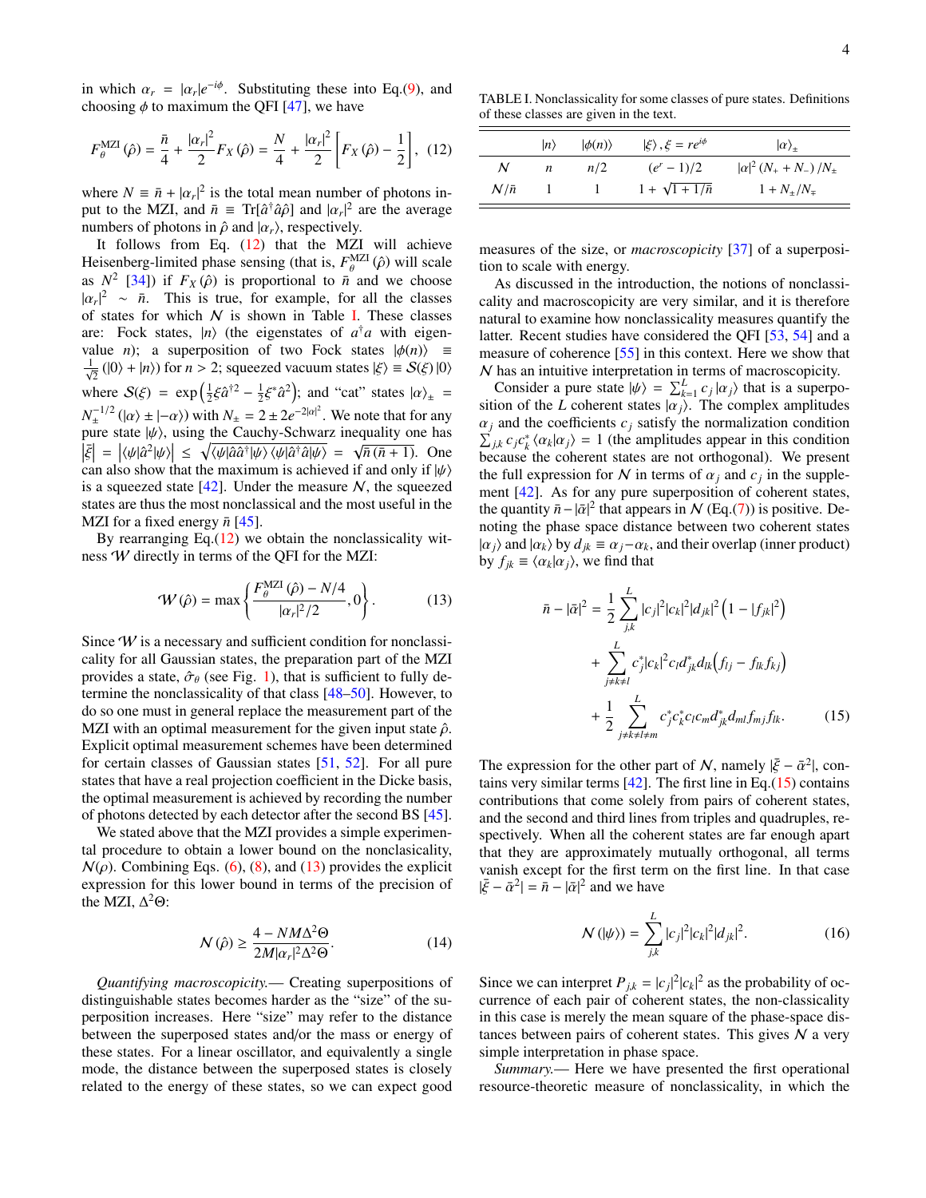in which $\alpha_r = |\alpha_r|e^{-i\phi}$. Substituting these into Eq.(9), and choosing $\phi$ to maximum the QFI [47], we have

$$F_\theta^{\rm MZI}(\hat{\rho}) = \frac{\bar{n}}{4} + \frac{|\alpha_r|^2}{2} F_X(\hat{\rho}) = \frac{N}{4} + \frac{|\alpha_r|^2}{2}\left[F_X(\hat{\rho}) - \frac{1}{2}\right], \quad (12)$$

where $N \equiv \bar{n} + |\alpha_r|^2$ is the total mean number of photons input to the MZI, and $\bar{n} \equiv \mathrm{Tr}[\hat{a}^\dagger \hat{a}\hat{\rho}]$ and $|\alpha_r|^2$ are the average numbers of photons in $\hat{\rho}$ and $|\alpha_r\rangle$, respectively.

It follows from Eq. (12) that the MZI will achieve Heisenberg-limited phase sensing (that is, $F_\theta^{\rm MZI}(\hat{\rho})$ will scale as $N^2$ [34]) if $F_X(\hat{\rho})$ is proportional to $\bar{n}$ and we choose $|\alpha_r|^2 \sim \bar{n}$. This is true, for example, for all the classes of states for which $\mathcal{N}$ is shown in Table I. These classes are: Fock states, $|n\rangle$ (the eigenstates of $a^\dagger a$ with eigenvalue $n$); a superposition of two Fock states $|\phi(n)\rangle \equiv \frac{1}{\sqrt{2}}(|0\rangle + |n\rangle)$ for $n > 2$; squeezed vacuum states $|\xi\rangle \equiv \mathcal{S}(\xi)|0\rangle$ where $\mathcal{S}(\xi) = \exp\left(\frac{1}{2}\xi\hat{a}^{\dagger 2} - \frac{1}{2}\xi^*\hat{a}^2\right)$; and "cat" states $|\alpha\rangle_\pm = N_\pm^{-1/2}(|\alpha\rangle \pm |-\alpha\rangle)$ with $N_\pm = 2 \pm 2e^{-2|\alpha|^2}$. We note that for any pure state $|\psi\rangle$, using the Cauchy-Schwarz inequality one has $\left|\bar{\xi}\right| = \left|\langle\psi|\hat{a}^2|\psi\rangle\right| \le \sqrt{\langle\psi|\hat{a}\hat{a}^\dagger|\psi\rangle\langle\psi|\hat{a}^\dagger\hat{a}|\psi\rangle} = \sqrt{\bar{n}(\bar{n}+1)}$. One can also show that the maximum is achieved if and only if $|\psi\rangle$ is a squeezed state [42]. Under the measure $\mathcal{N}$, the squeezed states are thus the most nonclassical and the most useful in the MZI for a fixed energy $\bar{n}$ [45].

By rearranging Eq.(12) we obtain the nonclassicality witness $\mathcal{W}$ directly in terms of the QFI for the MZI:

$$\mathcal{W}(\hat{\rho}) = \max\left\{\frac{F_\theta^{\rm MZI}(\hat{\rho}) - N/4}{|\alpha_r|^2/2}, 0\right\}. \quad (13)$$

Since $\mathcal{W}$ is a necessary and sufficient condition for nonclassicality for all Gaussian states, the preparation part of the MZI provides a state, $\hat{\sigma}_\theta$ (see Fig. 1), that is sufficient to fully determine the nonclassicality of that class [48–50]. However, to do so one must in general replace the measurement part of the MZI with an optimal measurement for the given input state $\hat{\rho}$. Explicit optimal measurement schemes have been determined for certain classes of Gaussian states [51, 52]. For all pure states that have a real projection coefficient in the Dicke basis, the optimal measurement is achieved by recording the number of photons detected by each detector after the second BS [45].

We stated above that the MZI provides a simple experimental procedure to obtain a lower bound on the nonclasicality, $\mathcal{N}(\rho)$. Combining Eqs. (6), (8), and (13) provides the explicit expression for this lower bound in terms of the precision of the MZI, $\Delta^2\Theta$:

$$\mathcal{N}(\hat{\rho}) \ge \frac{4 - NM\Delta^2\Theta}{2M|\alpha_r|^2\Delta^2\Theta}. \quad (14)$$

*Quantifying macroscopicity.*— Creating superpositions of distinguishable states becomes harder as the "size" of the superposition increases. Here "size" may refer to the distance between the superposed states and/or the mass or energy of these states. For a linear oscillator, and equivalently a single mode, the distance between the superposed states is closely related to the energy of these states, so we can expect good measures of the size, or *macroscopicity* [37] of a superposition to scale with energy.

TABLE I. Nonclassicality for some classes of pure states. Definitions of these classes are given in the text.

| | $\lvert n\rangle$ | $\lvert\phi(n)\rangle$ | $\lvert\xi\rangle, \xi = re^{i\phi}$ | $\lvert\alpha\rangle_\pm$ |
|---|---|---|---|---|
| $\mathcal{N}$ | $n$ | $n/2$ | $(e^r - 1)/2$ | $\lvert\alpha\rvert^2(N_+ + N_-)/N_\pm$ |
| $\mathcal{N}/\bar{n}$ | 1 | 1 | $1 + \sqrt{1 + 1/\bar{n}}$ | $1 + N_\pm/N_\mp$ |

As discussed in the introduction, the notions of nonclassicality and macroscopicity are very similar, and it is therefore natural to examine how nonclassicality measures quantify the latter. Recent studies have considered the QFI [53, 54] and a measure of coherence [55] in this context. Here we show that $\mathcal{N}$ has an intuitive interpretation in terms of macroscopicity.

Consider a pure state $|\psi\rangle = \sum_{k=1}^{L} c_j|\alpha_j\rangle$ that is a superposition of the $L$ coherent states $|\alpha_j\rangle$. The complex amplitudes $\alpha_j$ and the coefficients $c_j$ satisfy the normalization condition $\sum_{j,k} c_j c_k^* \langle\alpha_k|\alpha_j\rangle = 1$ (the amplitudes appear in this condition because the coherent states are not orthogonal). We present the full expression for $\mathcal{N}$ in terms of $\alpha_j$ and $c_j$ in the supplement [42]. As for any pure superposition of coherent states, the quantity $\bar{n} - |\bar{\alpha}|^2$ that appears in $\mathcal{N}$ (Eq.(7)) is positive. Denoting the phase space distance between two coherent states $|\alpha_j\rangle$ and $|\alpha_k\rangle$ by $d_{jk} \equiv \alpha_j - \alpha_k$, and their overlap (inner product) by $f_{jk} \equiv \langle\alpha_k|\alpha_j\rangle$, we find that

$$\begin{aligned}
\bar{n} - |\bar{\alpha}|^2 &= \frac{1}{2}\sum_{j,k}^{L} |c_j|^2|c_k|^2|d_{jk}|^2\left(1 - |f_{jk}|^2\right) \\
&+ \sum_{j\neq k\neq l}^{L} c_j^*|c_k|^2 c_l d_{jk}^* d_{lk}\left(f_{lj} - f_{lk}f_{kj}\right) \\
&+ \frac{1}{2}\sum_{j\neq k\neq l\neq m}^{L} c_j^* c_k^* c_l c_m d_{jk}^* d_{ml} f_{mj} f_{lk}.
\end{aligned} \quad (15)$$

The expression for the other part of $\mathcal{N}$, namely $|\bar{\xi} - \bar{\alpha}^2|$, contains very similar terms [42]. The first line in Eq.(15) contains contributions that come solely from pairs of coherent states, and the second and third lines from triples and quadruples, respectively. When all the coherent states are far enough apart that they are approximately mutually orthogonal, all terms vanish except for the first term on the first line. In that case $|\bar{\xi} - \bar{\alpha}^2| = \bar{n} - |\bar{\alpha}|^2$ and we have

$$\mathcal{N}(|\psi\rangle) = \sum_{j,k}^{L} |c_j|^2|c_k|^2|d_{jk}|^2. \quad (16)$$

Since we can interpret $P_{j,k} = |c_j|^2|c_k|^2$ as the probability of occurrence of each pair of coherent states, the non-classicality in this case is merely the mean square of the phase-space distances between pairs of coherent states. This gives $\mathcal{N}$ a very simple interpretation in phase space.

*Summary.*— Here we have presented the first operational resource-theoretic measure of nonclassicality, in which the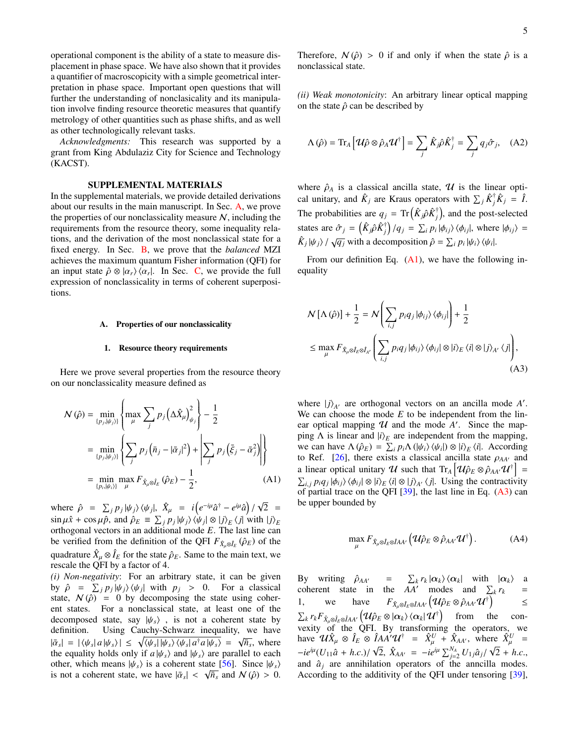operational component is the ability of a state to measure displacement in phase space. We have also shown that it provides a quantifier of macroscopicity with a simple geometrical interpretation in phase space. Important open questions that will further the understanding of nonclasicality and its manipulation involve finding resource theoretic measures that quantify metrology of other quantities such as phase shifts, and as well as other technologically relevant tasks.

*Acknowledgments:* This research was supported by a grant from King Abdulaziz City for Science and Technology (KACST).

## SUPPLEMENTAL MATERIALS

In the supplemental materials, we provide detailed derivations about our results in the main manuscript. In Sec. A, we prove the properties of our nonclassicality measure $\mathcal{N}$, including the requirements from the resource theory, some inequality relations, and the derivation of the most nonclassical state for a fixed energy. In Sec. B, we prove that the *balanced* MZI achieves the maximum quantum Fisher information (QFI) for an input state $\hat{\rho}\otimes|\alpha_r\rangle\langle\alpha_r|$. In Sec. C, we provide the full expression of nonclassicality in terms of coherent superpositions.

### A. Properties of our nonclassicality

#### 1. Resource theory requirements

Here we prove several properties from the resource theory on our nonclassicality measure defined as

$$
\begin{aligned}
\mathcal{N}(\hat{\rho}) &= \min_{\{p_j,|\psi_j\rangle\}}\left\{\max_{\mu}\sum_j p_j\left(\Delta\hat{X}_\mu\right)^2_{\psi_j}\right\}-\frac{1}{2}\\
&= \min_{\{p_j,|\psi_j\rangle\}}\left\{\sum_j p_j\left(\bar{n}_j-|\bar{\alpha}_j|^2\right)+\left|\sum_j p_j\left(\bar{\xi}_j-\bar{\alpha}_j^2\right)\right|\right\}\\
&= \min_{\{p_i,|\psi_i\rangle\}}\max_{\mu}F_{\hat{X}_\mu\otimes\hat{I}_E}(\hat{\rho}_E)-\frac{1}{2},
\end{aligned}\tag{A1}
$$

where $\hat{\rho}=\sum_j p_j|\psi_j\rangle\langle\psi_j|$, $\hat{X}_\mu=i\left(e^{-i\mu}\hat{a}^\dagger-e^{i\mu}\hat{a}\right)/\sqrt{2}=\sin\mu\hat{x}+\cos\mu\hat{p}$, and $\hat{\rho}_E\equiv\sum_j p_j|\psi_j\rangle\langle\psi_j|\otimes|j\rangle_E\langle j|$ with $|j\rangle_E$ orthogonal vectors in an additional mode $E$. The last line can be verified from the definition of the QFI $F_{\hat{X}_\mu\otimes\hat{I}_E}(\hat{\rho}_E)$ of the quadrature $\hat{X}_\mu\otimes\hat{I}_E$ for the state $\hat{\rho}_E$. Same to the main text, we rescale the QFI by a factor of 4.

*(i) Non-negativity*: For an arbitrary state, it can be given by $\hat{\rho}=\sum_j p_j|\psi_j\rangle\langle\psi_j|$ with $p_j>0$. For a classical state, $\mathcal{N}(\hat{\rho})=0$ by decomposing the state using coherent states. For a nonclassical state, at least one of the decomposed state, say $|\psi_s\rangle$ , is not a coherent state by definition. Using Cauchy-Schwarz inequality, we have $|\bar{\alpha}_s|=|\langle\psi_s|a|\psi_s\rangle|\le\sqrt{\langle\psi_s|\psi_s\rangle\langle\psi_s|a^\dagger a|\psi_s\rangle}=\sqrt{\bar{n}_s}$, where the equality holds only if $a|\psi_s\rangle$ and $|\psi_s\rangle$ are parallel to each other, which means $|\psi_s\rangle$ is a coherent state [56]. Since $|\psi_s\rangle$ is not a coherent state, we have $|\bar{\alpha}_s|<\sqrt{\bar{n}_s}$ and $\mathcal{N}(\hat{\rho})>0$. Therefore, $\mathcal{N}(\hat{\rho})>0$ if and only if when the state $\hat{\rho}$ is a nonclassical state.

*(ii) Weak monotonicity*: An arbitrary linear optical mapping on the state $\hat{\rho}$ can be described by

$$
\Lambda(\hat{\rho})=\mathrm{Tr}_A\left[\mathcal{U}\hat{\rho}\otimes\hat{\rho}_A\mathcal{U}^\dagger\right]=\sum_j\hat{K}_j\hat{\rho}\hat{K}_j^\dagger=\sum_j q_j\hat{\sigma}_j,\tag{A2}
$$

where $\hat{\rho}_A$ is a classical ancilla state, $\mathcal{U}$ is the linear optical unitary, and $\hat{K}_j$ are Kraus operators with $\sum_j\hat{K}_j^\dagger\hat{K}_j=\hat{I}$. The probabilities are $q_j=\mathrm{Tr}\left(\hat{K}_j\hat{\rho}\hat{K}_j^\dagger\right)$, and the post-selected states are $\hat{\sigma}_j=\left(\hat{K}_j\hat{\rho}\hat{K}_j^\dagger\right)/q_j=\sum_i p_i|\phi_{ij}\rangle\langle\phi_{ij}|$, where $|\phi_{ij}\rangle=\hat{K}_j|\psi_j\rangle/\sqrt{q_j}$ with a decomposition $\hat{\rho}=\sum_i p_i|\psi_i\rangle\langle\psi_i|$.

From our definition Eq. (A1), we have the following inequality

$$
\begin{aligned}
&\mathcal{N}[\Lambda(\hat{\rho})]+\frac{1}{2}=\mathcal{N}\left(\sum_{i,j}p_iq_j|\phi_{ij}\rangle\langle\phi_{ij}|\right)+\frac{1}{2}\\
&\le\max_{\mu}F_{\hat{X}_\mu\otimes\hat{I}_E\otimes\hat{I}_{A'}}\left(\sum_{i,j}p_iq_j|\phi_{ij}\rangle\langle\phi_{ij}|\otimes|i\rangle_E\langle i|\otimes|j\rangle_{A'}\langle j|\right),
\end{aligned}\tag{A3}
$$

where $|j\rangle_{A'}$ are orthogonal vectors on an ancilla mode $A'$. We can choose the mode $E$ to be independent from the linear optical mapping $\mathcal{U}$ and the mode $A'$. Since the mapping $\Lambda$ is linear and $|i\rangle_E$ are independent from the mapping, we can have $\Lambda(\hat{\rho}_E)=\sum_i p_i\Lambda(|\psi_i\rangle\langle\psi_i|)\otimes|i\rangle_E\langle i|$. According to Ref. [26], there exists a classical ancilla state $\rho_{AA'}$ and a linear optical unitary $\mathcal{U}$ such that $\mathrm{Tr}_A\left[\mathcal{U}\hat{\rho}_E\otimes\hat{\rho}_{AA'}\mathcal{U}^\dagger\right]=\sum_{i,j}p_iq_j|\phi_{ij}\rangle\langle\phi_{ij}|\otimes|i\rangle_E\langle i|\otimes|j\rangle_{A'}\langle j|$. Using the contractivity of partial trace on the QFI [39], the last line in Eq. (A3) can be upper bounded by

$$
\max_{\mu}F_{\hat{X}_\mu\otimes\hat{I}_E\otimes\hat{I}AA'}\left(\mathcal{U}\hat{\rho}_E\otimes\hat{\rho}_{AA'}\mathcal{U}^\dagger\right).\tag{A4}
$$

By writing $\hat{\rho}_{AA'}=\sum_k r_k|\alpha_k\rangle\langle\alpha_k|$ with $|\alpha_k\rangle$ a coherent state in the $AA'$ modes and $\sum_k r_k=1$, we have $F_{\hat{X}_\mu\otimes\hat{I}_E\otimes\hat{I}AA'}\left(\mathcal{U}\hat{\rho}_E\otimes\hat{\rho}_{AA'}\mathcal{U}^\dagger\right)\le\sum_k r_kF_{\hat{X}_\mu\otimes\hat{I}_E\otimes\hat{I}AA'}\left(\mathcal{U}\hat{\rho}_E\otimes|\alpha_k\rangle\langle\alpha_k|\mathcal{U}^\dagger\right)$ from the convexity of the QFI. By transforming the operators, we have $\mathcal{U}\hat{X}_\mu\otimes\hat{I}_E\otimes\hat{I}AA'\mathcal{U}^\dagger=\hat{X}_\mu^U+\hat{X}_{AA'}$, where $\hat{X}_\mu^U=-ie^{i\mu}(U_{11}\hat{a}+h.c.)/\sqrt{2}$, $\hat{X}_{AA'}=-ie^{i\mu}\sum_{j=2}^{N_A}U_{1j}\hat{a}_j/\sqrt{2}+h.c.$, and $\hat{a}_j$ are annihilation operators of the anncilla modes. According to the additivity of the QFI under tensoring [39],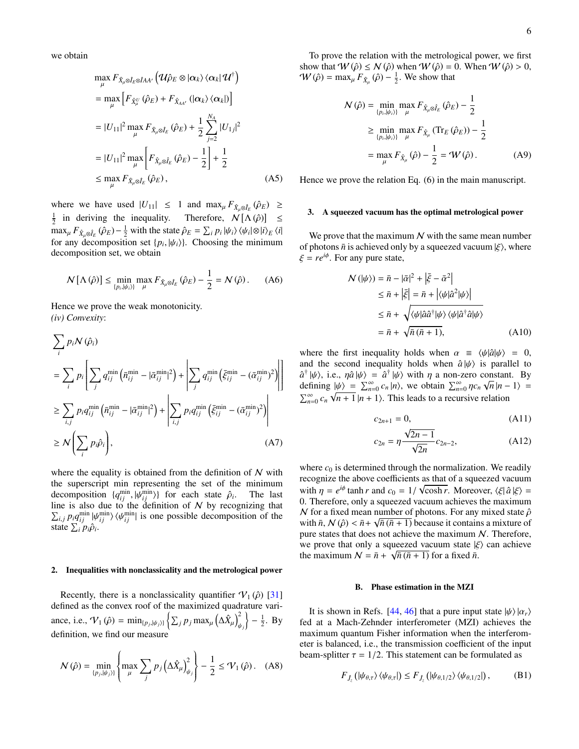we obtain

$$
\begin{aligned}
&\max_\mu F_{\hat{X}_\mu \otimes \hat{I}_E \otimes \hat{I}_{AA'}}\left(\mathcal{U}\hat{\rho}_E \otimes |\alpha_k\rangle\langle\alpha_k|\,\mathcal{U}^\dagger\right) \\
&= \max_\mu \left[F_{\hat{X}^U_\mu}(\hat{\rho}_E) + F_{\hat{X}_{AA'}}(|\alpha_k\rangle\langle\alpha_k|)\right] \\
&= |U_{11}|^2 \max_\mu F_{\hat{X}_\mu \otimes \hat{I}_E}(\hat{\rho}_E) + \frac{1}{2}\sum_{j=2}^{N_A}|U_{1j}|^2 \\
&= |U_{11}|^2 \max_\mu \left[F_{\hat{X}_\mu \otimes \hat{I}_E}(\hat{\rho}_E) - \frac{1}{2}\right] + \frac{1}{2} \\
&\leq \max_\mu F_{\hat{X}_\mu \otimes \hat{I}_E}(\hat{\rho}_E),
\end{aligned}
\tag{A5}
$$

where we have used $|U_{11}| \leq 1$ and $\max_\mu F_{\hat{X}_\mu \otimes \hat{I}_E}(\hat{\rho}_E) \geq \frac{1}{2}$ in deriving the inequality. Therefore, $\mathcal{N}[\Lambda(\hat{\rho})] \leq \max_\mu F_{\hat{X}_\mu \otimes \hat{I}_E}(\hat{\rho}_E) - \frac{1}{2}$ with the state $\hat{\rho}_E = \sum_i p_i |\psi_i\rangle\langle\psi_i| \otimes |i\rangle_E\langle i|$ for any decomposition set $\{p_i, |\psi_i\rangle\}$. Choosing the minimum decomposition set, we obtain

$$
\mathcal{N}[\Lambda(\hat{\rho})] \leq \min_{\{p_i,|\psi_i\rangle\}} \max_\mu F_{\hat{X}_\mu \otimes \hat{I}_E}(\hat{\rho}_E) - \frac{1}{2} = \mathcal{N}(\hat{\rho}). \tag{A6}
$$

Hence we prove the weak monotonicity.

*(iv) Convexity*:

$$
\begin{aligned}
&\sum_i p_i \mathcal{N}(\hat{\rho}_i) \\
&= \sum_i p_i \left[\sum_j q_{ij}^{\min}\left(\bar{n}_{ij}^{\min} - |\bar{\alpha}_{ij}^{\min}|^2\right) + \left|\sum_j q_{ij}^{\min}\left(\bar{\xi}_{ij}^{\min} - (\bar{\alpha}_{ij}^{\min})^2\right)\right|\right] \\
&\geq \sum_{i,j} p_i q_{ij}^{\min}\left(\bar{n}_{ij}^{\min} - |\bar{\alpha}_{ij}^{\min}|^2\right) + \left|\sum_{i,j} p_i q_{ij}^{\min}\left(\bar{\xi}_{ij}^{\min} - (\bar{\alpha}_{ij}^{\min})^2\right)\right| \\
&\geq \mathcal{N}\left(\sum_i p_i \hat{\rho}_i\right),
\end{aligned}
\tag{A7}
$$

where the equality is obtained from the definition of $\mathcal{N}$ with the superscript min representing the set of the minimum decomposition $\{q_{ij}^{\min}, |\psi_{ij}^{\min}\rangle\}$ for each state $\hat{\rho}_i$. The last line is also due to the definition of $\mathcal{N}$ by recognizing that $\sum_{i,j} p_i q_{ij}^{\min} |\psi_{ij}^{\min}\rangle\langle\psi_{ij}^{\min}|$ is one possible decomposition of the state $\sum_i p_i \hat{\rho}_i$.

### 2. Inequalities with nonclassicality and the metrological power

Recently, there is a nonclassicality quantifier $\mathcal{V}_1(\hat{\rho})$ [31] defined as the convex roof of the maximized quadrature variance, i.e., $\mathcal{V}_1(\hat{\rho}) = \min_{\{p_j,|\psi_j\rangle\}}\left\{\sum_j p_j \max_\mu \left(\Delta\hat{X}_\mu\right)^2_{\psi_j}\right\} - \frac{1}{2}$. By definition, we find our measure

$$
\mathcal{N}(\hat{\rho}) = \min_{\{p_j,|\psi_j\rangle\}}\left\{\max_\mu \sum_j p_j \left(\Delta\hat{X}_\mu\right)^2_{\psi_j}\right\} - \frac{1}{2} \leq \mathcal{V}_1(\hat{\rho}). \tag{A8}
$$

To prove the relation with the metrological power, we first show that $\mathcal{W}(\hat{\rho}) \leq \mathcal{N}(\hat{\rho})$ when $\mathcal{W}(\hat{\rho}) = 0$. When $\mathcal{W}(\hat{\rho}) > 0$, $\mathcal{W}(\hat{\rho}) = \max_\mu F_{\hat{X}_\mu}(\hat{\rho}) - \frac{1}{2}$. We show that

$$
\begin{aligned}
\mathcal{N}(\hat{\rho}) &= \min_{\{p_i,|\psi_i\rangle\}} \max_\mu F_{\hat{X}_\mu \otimes \hat{I}_E}(\hat{\rho}_E) - \frac{1}{2} \\
&\geq \min_{\{p_i,|\psi_i\rangle\}} \max_\mu F_{\hat{X}_\mu}(\mathrm{Tr}_E(\hat{\rho}_E)) - \frac{1}{2} \\
&= \max_\mu F_{\hat{X}_\mu}(\hat{\rho}) - \frac{1}{2} = \mathcal{W}(\hat{\rho}).
\end{aligned}
\tag{A9}
$$

Hence we prove the relation Eq. (6) in the main manuscript.

### 3. A squeezed vacuum has the optimal metrological power

We prove that the maximum $\mathcal{N}$ with the same mean number of photons $\bar{n}$ is achieved only by a squeezed vacuum $|\xi\rangle$, where $\xi = re^{i\phi}$. For any pure state,

$$
\begin{aligned}
\mathcal{N}(|\psi\rangle) &= \bar{n} - |\bar{\alpha}|^2 + \left|\bar{\xi} - \bar{\alpha}^2\right| \\
&\leq \bar{n} + \left|\bar{\xi}\right| = \bar{n} + \left|\langle\psi|\hat{a}^2|\psi\rangle\right| \\
&\leq \bar{n} + \sqrt{\langle\psi|\hat{a}\hat{a}^\dagger|\psi\rangle\langle\psi|\hat{a}^\dagger\hat{a}|\psi\rangle} \\
&= \bar{n} + \sqrt{\bar{n}(\bar{n}+1)},
\end{aligned}
\tag{A10}
$$

where the first inequality holds when $\alpha \equiv \langle\psi|\hat{a}|\psi\rangle = 0$, and the second inequality holds when $\hat{a}|\psi\rangle$ is parallel to $\hat{a}^\dagger|\psi\rangle$, i.e., $\eta\hat{a}|\psi\rangle = \hat{a}^\dagger|\psi\rangle$ with $\eta$ a non-zero constant. By defining $|\psi\rangle = \sum_{n=0}^\infty c_n|n\rangle$, we obtain $\sum_{n=0}^\infty \eta c_n\sqrt{n}|n-1\rangle = \sum_{n=0}^\infty c_n\sqrt{n+1}|n+1\rangle$. This leads to a recursive relation

$$
c_{2n+1} = 0, \tag{A11}
$$

$$
c_{2n} = \eta\frac{\sqrt{2n-1}}{\sqrt{2n}}c_{2n-2}, \tag{A12}
$$

where $c_0$ is determined through the normalization. We readily recognize the above coefficients as that of a squeezed vacuum with $\eta = e^{i\phi}\tanh r$ and $c_0 = 1/\sqrt{\cosh r}$. Moreover, $\langle\xi|\hat{a}|\xi\rangle = 0$. Therefore, only a squeezed vacuum achieves the maximum $\mathcal{N}$ for a fixed mean number of photons. For any mixed state $\hat{\rho}$ with $\bar{n}$, $\mathcal{N}(\hat{\rho}) < \bar{n} + \sqrt{\bar{n}(\bar{n}+1)}$ because it contains a mixture of pure states that does not achieve the maximum $\mathcal{N}$. Therefore, we prove that only a squeezed vacuum state $|\xi\rangle$ can achieve the maximum $\mathcal{N} = \bar{n} + \sqrt{\bar{n}(\bar{n}+1)}$ for a fixed $\bar{n}$.

## B. Phase estimation in the MZI

It is shown in Refs. [44, 46] that a pure input state $|\psi\rangle|\alpha_r\rangle$ fed at a Mach-Zehnder interferometer (MZI) achieves the maximum quantum Fisher information when the interferometer is balanced, i.e., the transmission coefficient of the input beam-splitter $\tau = 1/2$. This statement can be formulated as

$$
F_{\hat{J}_z}(|\psi_{\theta,\tau}\rangle\langle\psi_{\theta,\tau}|) \leq F_{\hat{J}_z}(|\psi_{\theta,1/2}\rangle\langle\psi_{\theta,1/2}|), \tag{B1}
$$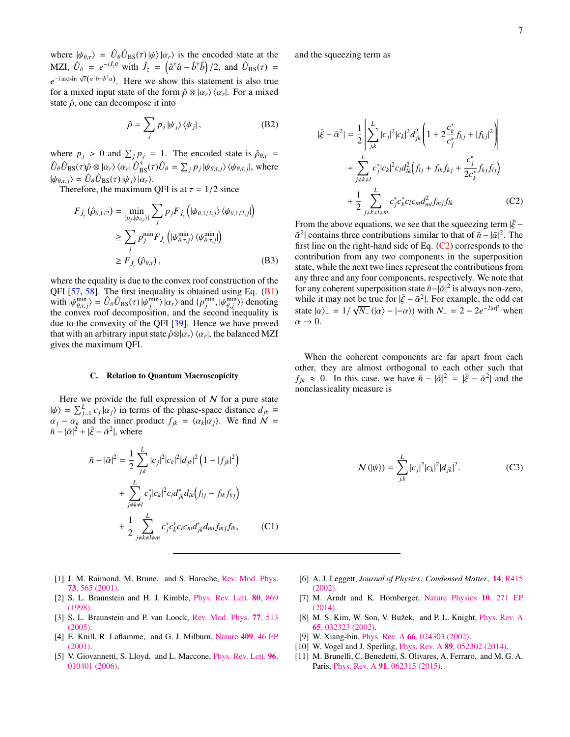where $|\psi_{\theta,\tau}\rangle = \hat{U}_\theta \hat{U}_{\rm BS}(\tau)|\psi\rangle|\alpha_r\rangle$ is the encoded state at the MZI, $\hat{U}_\theta = e^{-i\hat{J}_z\theta}$ with $\hat{J}_z = \left(\hat{a}^\dagger\hat{a} - \hat{b}^\dagger\hat{b}\right)/2$, and $\hat{U}_{\rm BS}(\tau) = e^{-i\arcsin\sqrt{\tau}(a^\dagger b + b^\dagger a)}$. Here we show this statement is also true for a mixed input state of the form $\hat{\rho}\otimes|\alpha_r\rangle\langle\alpha_r|$. For a mixed state $\hat{\rho}$, one can decompose it into

$$\hat{\rho} = \sum_j p_j |\psi_j\rangle\langle\psi_j|, \tag{B2}$$

where $p_j > 0$ and $\sum_j p_j = 1$. The encoded state is $\hat{\rho}_{\theta,\tau} = \hat{U}_\theta\hat{U}_{\rm BS}(\tau)\hat{\rho}\otimes|\alpha_r\rangle\langle\alpha_r|\hat{U}^\dagger_{\rm BS}(\tau)\hat{U}_\theta = \sum_j p_j|\psi_{\theta,\tau,j}\rangle\langle\psi_{\theta,\tau,j}|$, where $|\psi_{\theta,\tau,j}\rangle = \hat{U}_\theta\hat{U}_{\rm BS}(\tau)|\psi_j\rangle|\alpha_r\rangle$.

Therefore, the maximum QFI is at $\tau = 1/2$ since

$$\begin{aligned}
F_{\hat{J}_z}(\hat{\rho}_{\theta,1/2}) &= \min_{\{p_j,|\psi_{\theta,j}\rangle\}}\sum_j p_j F_{\hat{J}_z}\left(|\psi_{\theta,1/2,j}\rangle\langle\psi_{\theta,1/2,j}|\right) \\
&\geq \sum_j p_j^{\min} F_{\hat{J}_z}\left(|\psi^{\min}_{\theta,\tau,j}\rangle\langle\psi^{\min}_{\theta,\tau,j}|\right) \\
&\geq F_{\hat{J}_z}(\hat{\rho}_{\theta,\tau}),
\end{aligned}\tag{B3}$$

where the equality is due to the convex roof construction of the QFI [57, 58]. The first inequality is obtained using Eq. (B1) with $|\psi^{\min}_{\theta,\tau,j}\rangle = \hat{U}_\theta\hat{U}_{\rm BS}(\tau)|\psi^{\min}_j\rangle|\alpha_r\rangle$ and $\{p^{\min}_j, |\psi^{\min}_{\theta,j}\rangle\}$ denoting the convex roof decomposition, and the second inequality is due to the convexity of the QFI [39]. Hence we have proved that with an arbitrary input state $\hat{\rho}\otimes|\alpha_r\rangle\langle\alpha_r|$, the balanced MZI gives the maximum QFI.

### C. Relation to Quantum Macroscopicity

Here we provide the full expression of $\mathcal{N}$ for a pure state $|\psi\rangle = \sum_{j=1}^{L} c_j|\alpha_j\rangle$ in terms of the phase-space distance $d_{jk} \equiv \alpha_j - \alpha_k$ and the inner product $f_{jk} = \langle\alpha_k|\alpha_j\rangle$. We find $\mathcal{N} = \bar{n} - |\bar{\alpha}|^2 + |\bar{\xi} - \bar{\alpha}^2|$, where

$$\begin{aligned}
\bar{n} - |\bar{\alpha}|^2 &= \frac{1}{2}\sum_{j,k}^{L}|c_j|^2|c_k|^2|d_{jk}|^2\left(1 - |f_{jk}|^2\right) \\
&+ \sum_{j\neq k\neq l}^{L} c_j^*|c_k|^2 c_l d^*_{jk} d_{lk}\Big(f_{lj} - f_{lk}f_{kj}\Big) \\
&+ \frac{1}{2}\sum_{j\neq k\neq l\neq m}^{L} c_j^* c_k^* c_l c_m d^*_{jk} d_{ml} f_{mj} f_{lk},
\end{aligned}\tag{C1}$$

and the squeezing term as

$$\begin{aligned}
|\bar{\xi} - \bar{\alpha}^2| &= \frac{1}{2}\left|\sum_{j,k}^{L}|c_j|^2|c_k|^2 d^2_{jk}\left(1 + 2\frac{c_k^*}{c_j^*}f_{kj} + |f_{kj}|^2\right)\right| \\
&+ \sum_{j\neq k\neq l}^{L} c_j^*|c_k|^2 c_l d^2_{lk}\Big(f_{lj} + f_{lk}f_{kj} + \frac{c_j^*}{2c_k^*}f_{kj}f_{lj}\Big) \\
&+ \frac{1}{2}\sum_{j\neq k\neq l\neq m}^{L} c_j^* c_k^* c_l c_m d^2_{ml} f_{mj} f_{lk}
\end{aligned}\tag{C2}$$

From the above equations, we see that the squeezing term $|\bar{\xi} - \bar{\alpha}^2|$ contains three contributions similar to that of $\bar{n} - |\bar{\alpha}|^2$. The first line on the right-hand side of Eq. (C2) corresponds to the contribution from any two components in the superposition state, while the next two lines represent the contributions from any three and any four components, respectively. We note that for any coherent superposition state $\bar{n} - |\bar{\alpha}|^2$ is always non-zero, while it may not be true for $|\bar{\xi} - \bar{\alpha}^2|$. For example, the odd cat state $|\alpha\rangle_- = 1/\sqrt{N_-}(|\alpha\rangle - |-\alpha\rangle)$ with $N_- = 2 - 2e^{-2|\alpha|^2}$ when $\alpha \to 0$.

When the coherent components are far apart from each other, they are almost orthogonal to each other such that $f_{jk} \approx 0$. In this case, we have $\bar{n} - |\bar{\alpha}|^2 = |\bar{\xi} - \bar{\alpha}^2|$ and the nonclassicality measure is

$$\mathcal{N}(|\psi\rangle) = \sum_{j,k}^{L}|c_j|^2|c_k|^2|d_{jk}|^2. \tag{C3}$$

---

[1] J. M. Raimond, M. Brune, and S. Haroche, Rev. Mod. Phys. **73**, 565 (2001).
[2] S. L. Braunstein and H. J. Kimble, Phys. Rev. Lett. **80**, 869 (1998).
[3] S. L. Braunstein and P. van Loock, Rev. Mod. Phys. **77**, 513 (2005).
[4] E. Knill, R. Laflamme, and G. J. Milburn, Nature **409**, 46 EP (2001).
[5] V. Giovannetti, S. Lloyd, and L. Maccone, Phys. Rev. Lett. **96**, 010401 (2006).
[6] A. J. Leggett, *Journal of Physics: Condensed Matter*, **14**, R415 (2002).
[7] M. Arndt and K. Hornberger, Nature Physics **10**, 271 EP (2014).
[8] M. S. Kim, W. Son, V. Bužek, and P. L. Knight, Phys. Rev. A **65**, 032323 (2002).
[9] W. Xiang-bin, Phys. Rev. A **66**, 024303 (2002).
[10] W. Vogel and J. Sperling, Phys. Rev. A **89**, 052302 (2014).
[11] M. Brunelli, C. Benedetti, S. Olivares, A. Ferraro, and M. G. A. Paris, Phys. Rev. A **91**, 062315 (2015).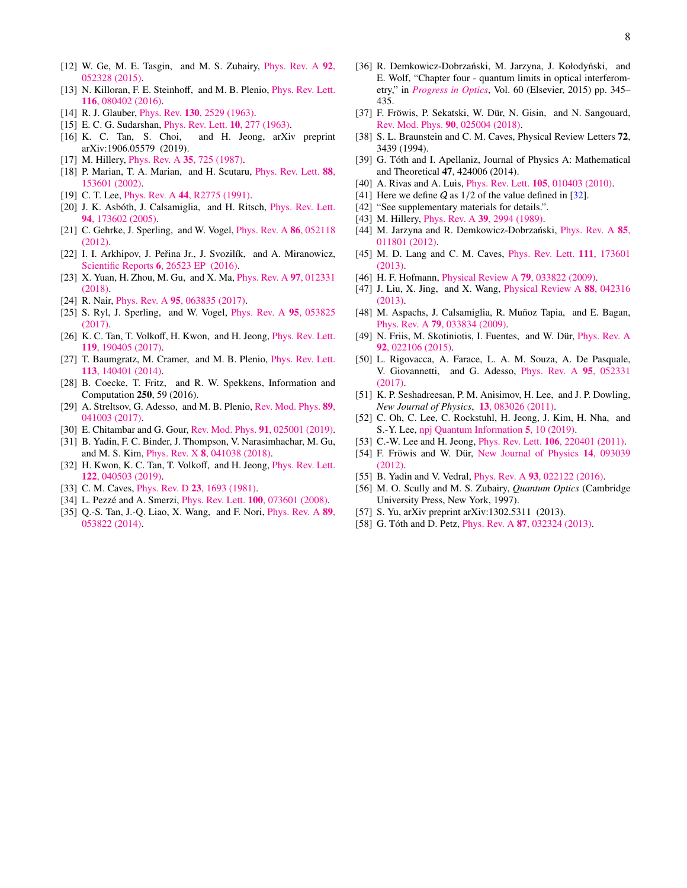[12] W. Ge, M. E. Tasgin, and M. S. Zubairy, Phys. Rev. A **92**, 052328 (2015).

[13] N. Killoran, F. E. Steinhoff, and M. B. Plenio, Phys. Rev. Lett. **116**, 080402 (2016).

[14] R. J. Glauber, Phys. Rev. **130**, 2529 (1963).

[15] E. C. G. Sudarshan, Phys. Rev. Lett. **10**, 277 (1963).

[16] K. C. Tan, S. Choi, and H. Jeong, arXiv preprint arXiv:1906.05579 (2019).

[17] M. Hillery, Phys. Rev. A **35**, 725 (1987).

[18] P. Marian, T. A. Marian, and H. Scutaru, Phys. Rev. Lett. **88**, 153601 (2002).

[19] C. T. Lee, Phys. Rev. A **44**, R2775 (1991).

[20] J. K. Asbóth, J. Calsamiglia, and H. Ritsch, Phys. Rev. Lett. **94**, 173602 (2005).

[21] C. Gehrke, J. Sperling, and W. Vogel, Phys. Rev. A **86**, 052118 (2012).

[22] I. I. Arkhipov, J. Peřina Jr., J. Svozilík, and A. Miranowicz, Scientific Reports **6**, 26523 EP (2016).

[23] X. Yuan, H. Zhou, M. Gu, and X. Ma, Phys. Rev. A **97**, 012331 (2018).

[24] R. Nair, Phys. Rev. A **95**, 063835 (2017).

[25] S. Ryl, J. Sperling, and W. Vogel, Phys. Rev. A **95**, 053825 (2017).

[26] K. C. Tan, T. Volkoff, H. Kwon, and H. Jeong, Phys. Rev. Lett. **119**, 190405 (2017).

[27] T. Baumgratz, M. Cramer, and M. B. Plenio, Phys. Rev. Lett. **113**, 140401 (2014).

[28] B. Coecke, T. Fritz, and R. W. Spekkens, Information and Computation **250**, 59 (2016).

[29] A. Streltsov, G. Adesso, and M. B. Plenio, Rev. Mod. Phys. **89**, 041003 (2017).

[30] E. Chitambar and G. Gour, Rev. Mod. Phys. **91**, 025001 (2019).

[31] B. Yadin, F. C. Binder, J. Thompson, V. Narasimhachar, M. Gu, and M. S. Kim, Phys. Rev. X **8**, 041038 (2018).

[32] H. Kwon, K. C. Tan, T. Volkoff, and H. Jeong, Phys. Rev. Lett. **122**, 040503 (2019).

[33] C. M. Caves, Phys. Rev. D **23**, 1693 (1981).

[34] L. Pezzé and A. Smerzi, Phys. Rev. Lett. **100**, 073601 (2008).

[35] Q.-S. Tan, J.-Q. Liao, X. Wang, and F. Nori, Phys. Rev. A **89**, 053822 (2014).

[36] R. Demkowicz-Dobrzański, M. Jarzyna, J. Kołodyński, and E. Wolf, "Chapter four - quantum limits in optical interferometry," in *Progress in Optics*, Vol. 60 (Elsevier, 2015) pp. 345–435.

[37] F. Fröwis, P. Sekatski, W. Dür, N. Gisin, and N. Sangouard, Rev. Mod. Phys. **90**, 025004 (2018).

[38] S. L. Braunstein and C. M. Caves, Physical Review Letters **72**, 3439 (1994).

[39] G. Tóth and I. Apellaniz, Journal of Physics A: Mathematical and Theoretical **47**, 424006 (2014).

[40] A. Rivas and A. Luis, Phys. Rev. Lett. **105**, 010403 (2010).

[41] Here we define $Q$ as $1/2$ of the value defined in [32].

[42] "See supplementary materials for details.".

[43] M. Hillery, Phys. Rev. A **39**, 2994 (1989).

[44] M. Jarzyna and R. Demkowicz-Dobrzański, Phys. Rev. A **85**, 011801 (2012).

[45] M. D. Lang and C. M. Caves, Phys. Rev. Lett. **111**, 173601 (2013).

[46] H. F. Hofmann, Physical Review A **79**, 033822 (2009).

[47] J. Liu, X. Jing, and X. Wang, Physical Review A **88**, 042316 (2013).

[48] M. Aspachs, J. Calsamiglia, R. Muñoz Tapia, and E. Bagan, Phys. Rev. A **79**, 033834 (2009).

[49] N. Friis, M. Skotiniotis, I. Fuentes, and W. Dür, Phys. Rev. A **92**, 022106 (2015).

[50] L. Rigovacca, A. Farace, L. A. M. Souza, A. De Pasquale, V. Giovannetti, and G. Adesso, Phys. Rev. A **95**, 052331 (2017).

[51] K. P. Seshadreesan, P. M. Anisimov, H. Lee, and J. P. Dowling, *New Journal of Physics*, **13**, 083026 (2011).

[52] C. Oh, C. Lee, C. Rockstuhl, H. Jeong, J. Kim, H. Nha, and S.-Y. Lee, npj Quantum Information **5**, 10 (2019).

[53] C.-W. Lee and H. Jeong, Phys. Rev. Lett. **106**, 220401 (2011).

[54] F. Fröwis and W. Dür, New Journal of Physics **14**, 093039 (2012).

[55] B. Yadin and V. Vedral, Phys. Rev. A **93**, 022122 (2016).

[56] M. O. Scully and M. S. Zubairy, *Quantum Optics* (Cambridge University Press, New York, 1997).

[57] S. Yu, arXiv preprint arXiv:1302.5311 (2013).

[58] G. Tóth and D. Petz, Phys. Rev. A **87**, 032324 (2013).